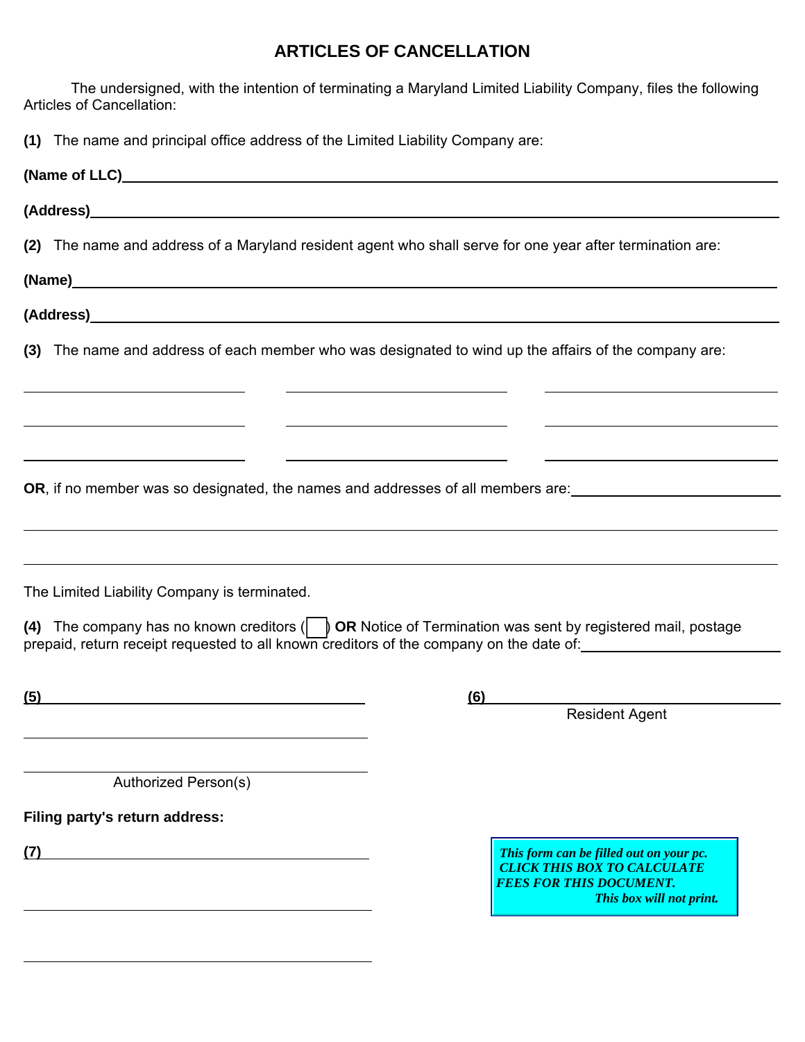# ARTICLES OF CANCELLATION

The undersigned, with the intention of terminating a Maryland Limited Liability Company, files the following Articles of Cancellation:

**(1)** The name and principal office address of the Limited Liability Company are:

**(Name of LLC)**\_\_\_\_\_\_\_\_\_\_\_\_\_\_\_\_\_\_\_\_\_\_\_\_\_\_\_\_\_\_\_\_\_\_\_\_\_\_\_\_

**(Address)**\_\_\_\_\_\_\_\_\_\_\_\_\_\_\_\_\_\_\_\_\_\_\_\_\_\_\_\_\_\_\_\_\_\_\_\_\_\_\_\_

**(2)** The name and address of a Maryland resident agent who shall serve for one year after termination are:

**(Name)**\_\_\_\_\_\_\_\_\_\_\_\_\_\_\_\_\_\_\_\_\_\_\_\_\_\_\_\_\_\_\_\_\_\_\_\_\_\_\_\_

**(Address)**\_\_\_\_\_\_\_\_\_\_\_\_\_\_\_\_\_\_\_\_\_\_\_\_\_\_\_\_\_\_\_\_\_\_\_\_\_\_\_\_

**(3)** The name and address of each member who was designated to wind up the affairs of the company are:

\_\_\_\_\_\_\_\_\_\_\_\_\_\_\_\_\_\_\_\_ \_\_\_\_\_\_\_\_\_\_\_\_\_\_\_\_\_\_\_\_ \_\_\_\_\_\_\_\_\_\_\_\_\_\_\_\_\_\_\_\_

\_\_\_\_\_\_\_\_\_\_\_\_\_\_\_\_\_\_\_\_ \_\_\_\_\_\_\_\_\_\_\_\_\_\_\_\_\_\_\_\_ \_\_\_\_\_\_\_\_\_\_\_\_\_\_\_\_\_\_\_\_

\_\_\_\_\_\_\_\_\_\_\_\_\_\_\_\_\_\_\_\_ \_\_\_\_\_\_\_\_\_\_\_\_\_\_\_\_\_\_\_\_ \_\_\_\_\_\_\_\_\_\_\_\_\_\_\_\_\_\_\_\_

**OR**, if no member was so designated, the names and addresses of all members are:\_\_\_\_\_\_\_\_\_\_\_\_\_\_\_\_\_\_\_\_

\_\_\_\_\_\_\_\_\_\_\_\_\_\_\_\_\_\_\_\_\_\_\_\_\_\_\_\_\_\_\_\_\_\_\_\_\_\_\_\_

\_\_\_\_\_\_\_\_\_\_\_\_\_\_\_\_\_\_\_\_\_\_\_\_\_\_\_\_\_\_\_\_\_\_\_\_\_\_\_\_

The Limited Liability Company is terminated.

**(4)** The company has no known creditors ( ☐ ) **OR** Notice of Termination was sent by registered mail, postage prepaid, return receipt requested to all known creditors of the company on the date of:\_\_\_\_\_\_\_\_\_\_\_\_\_\_\_\_\_\_\_\_

**(5)**\_\_\_\_\_\_\_\_\_\_\_\_\_\_\_\_\_\_\_\_\_\_\_\_\_\_\_\_\_\_

\_\_\_\_\_\_\_\_\_\_\_\_\_\_\_\_\_\_\_\_\_\_\_\_\_\_\_\_\_\_

\_\_\_\_\_\_\_\_\_\_\_\_\_\_\_\_\_\_\_\_\_\_\_\_\_\_\_\_\_\_

Authorized Person(s)

**(6)**\_\_\_\_\_\_\_\_\_\_\_\_\_\_\_\_\_\_\_\_\_\_\_\_\_\_\_\_\_\_

Resident Agent

**Filing party's return address:**

**(7)**\_\_\_\_\_\_\_\_\_\_\_\_\_\_\_\_\_\_\_\_\_\_\_\_\_\_\_\_\_\_

\_\_\_\_\_\_\_\_\_\_\_\_\_\_\_\_\_\_\_\_\_\_\_\_\_\_\_\_\_\_

\_\_\_\_\_\_\_\_\_\_\_\_\_\_\_\_\_\_\_\_\_\_\_\_\_\_\_\_\_\_

***This form can be filled out on your pc. CLICK THIS BOX TO CALCULATE FEES FOR THIS DOCUMENT. This box will not print.***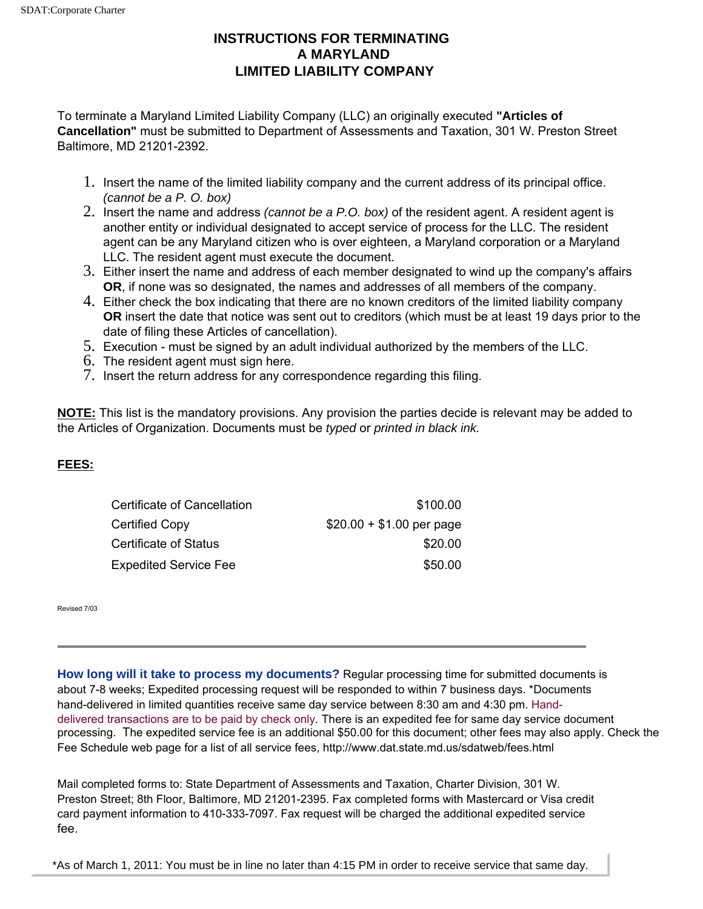# INSTRUCTIONS FOR TERMINATING A MARYLAND LIMITED LIABILITY COMPANY

To terminate a Maryland Limited Liability Company (LLC) an originally executed **"Articles of Cancellation"** must be submitted to Department of Assessments and Taxation, 301 W. Preston Street Baltimore, MD 21201-2392.

1. Insert the name of the limited liability company and the current address of its principal office. *(cannot be a P. O. box)*
2. Insert the name and address *(cannot be a P.O. box)* of the resident agent. A resident agent is another entity or individual designated to accept service of process for the LLC. The resident agent can be any Maryland citizen who is over eighteen, a Maryland corporation or a Maryland LLC. The resident agent must execute the document.
3. Either insert the name and address of each member designated to wind up the company's affairs **OR**, if none was so designated, the names and addresses of all members of the company.
4. Either check the box indicating that there are no known creditors of the limited liability company **OR** insert the date that notice was sent out to creditors (which must be at least 19 days prior to the date of filing these Articles of cancellation).
5. Execution - must be signed by an adult individual authorized by the members of the LLC.
6. The resident agent must sign here.
7. Insert the return address for any correspondence regarding this filing.

**NOTE:** This list is the mandatory provisions. Any provision the parties decide is relevant may be added to the Articles of Organization. Documents must be *typed* or *printed in black ink.*

**FEES:**

| | |
|---|---|
| Certificate of Cancellation | $100.00 |
| Certified Copy | $20.00 + $1.00 per page |
| Certificate of Status | $20.00 |
| Expedited Service Fee | $50.00 |

Revised 7/03

---

**How long will it take to process my documents?** Regular processing time for submitted documents is about 7-8 weeks; Expedited processing request will be responded to within 7 business days. *Documents hand-delivered in limited quantities receive same day service between 8:30 am and 4:30 pm. Hand-delivered transactions are to be paid by check only. There is an expedited fee for same day service document processing. The expedited service fee is an additional $50.00 for this document; other fees may also apply. Check the Fee Schedule web page for a list of all service fees, http://www.dat.state.md.us/sdatweb/fees.html

Mail completed forms to: State Department of Assessments and Taxation, Charter Division, 301 W. Preston Street; 8th Floor, Baltimore, MD 21201-2395. Fax completed forms with Mastercard or Visa credit card payment information to 410-333-7097. Fax request will be charged the additional expedited service fee.

*As of March 1, 2011: You must be in line no later than 4:15 PM in order to receive service that same day.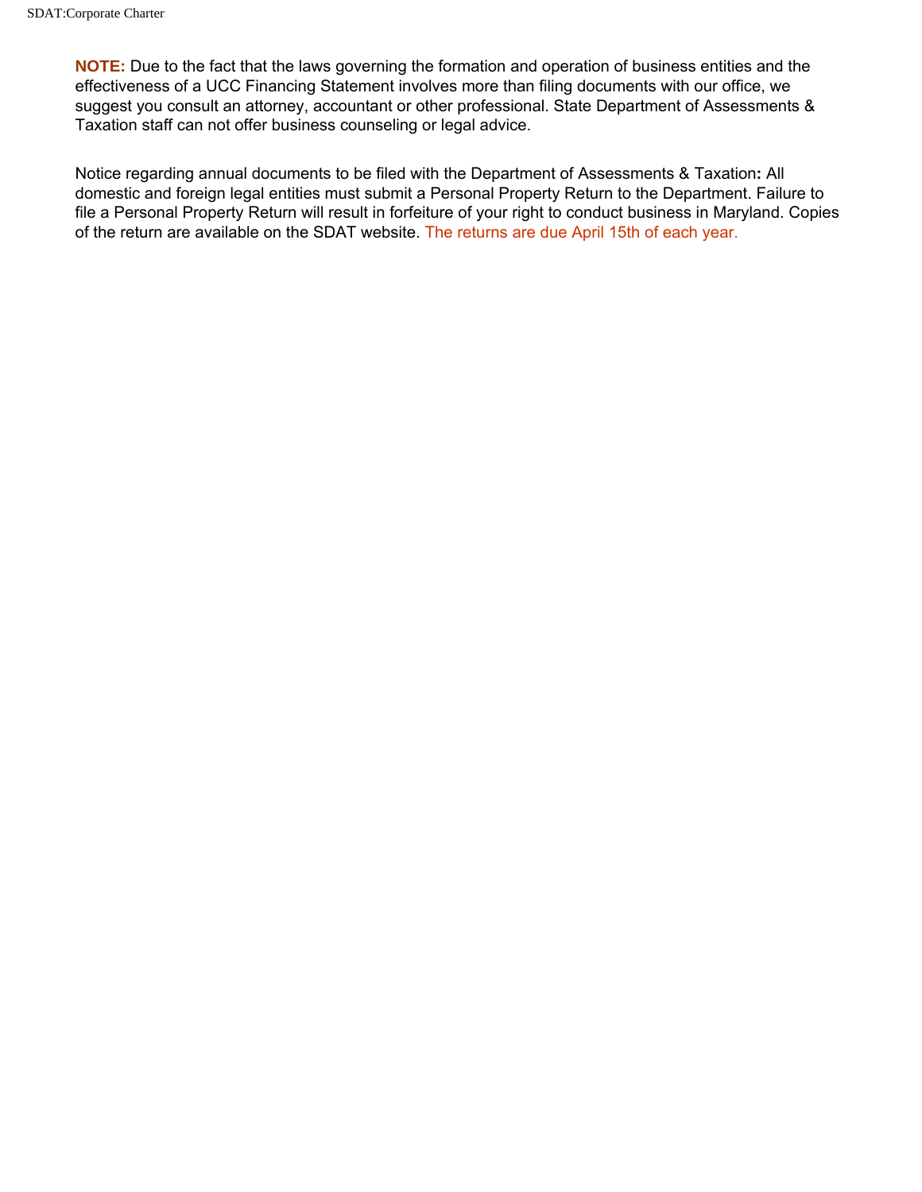**NOTE:** Due to the fact that the laws governing the formation and operation of business entities and the effectiveness of a UCC Financing Statement involves more than filing documents with our office, we suggest you consult an attorney, accountant or other professional. State Department of Assessments & Taxation staff can not offer business counseling or legal advice.

Notice regarding annual documents to be filed with the Department of Assessments & Taxation**:** All domestic and foreign legal entities must submit a Personal Property Return to the Department. Failure to file a Personal Property Return will result in forfeiture of your right to conduct business in Maryland. Copies of the return are available on the SDAT website. The returns are due April 15th of each year.